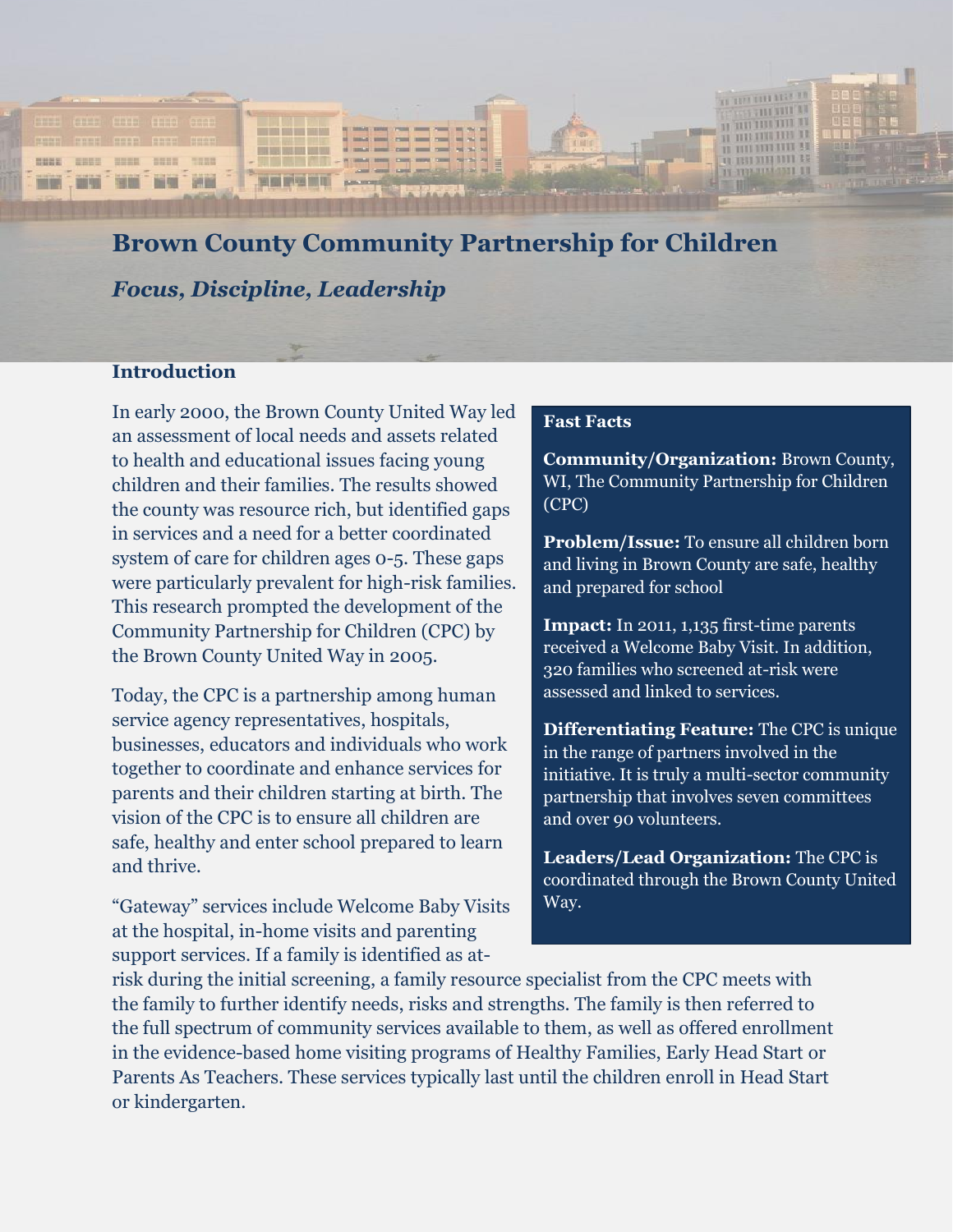# Brown County Community Partnership for Children

***Focus, Discipline, Leadership***

## Introduction

In early 2000, the Brown County United Way led an assessment of local needs and assets related to health and educational issues facing young children and their families. The results showed the county was resource rich, but identified gaps in services and a need for a better coordinated system of care for children ages 0-5. These gaps were particularly prevalent for high-risk families. This research prompted the development of the Community Partnership for Children (CPC) by the Brown County United Way in 2005.

Today, the CPC is a partnership among human service agency representatives, hospitals, businesses, educators and individuals who work together to coordinate and enhance services for parents and their children starting at birth. The vision of the CPC is to ensure all children are safe, healthy and enter school prepared to learn and thrive.

"Gateway" services include Welcome Baby Visits at the hospital, in-home visits and parenting support services. If a family is identified as at-risk during the initial screening, a family resource specialist from the CPC meets with the family to further identify needs, risks and strengths. The family is then referred to the full spectrum of community services available to them, as well as offered enrollment in the evidence-based home visiting programs of Healthy Families, Early Head Start or Parents As Teachers. These services typically last until the children enroll in Head Start or kindergarten.

**Fast Facts**

**Community/Organization:** Brown County, WI, The Community Partnership for Children (CPC)

**Problem/Issue:** To ensure all children born and living in Brown County are safe, healthy and prepared for school

**Impact:** In 2011, 1,135 first-time parents received a Welcome Baby Visit. In addition, 320 families who screened at-risk were assessed and linked to services.

**Differentiating Feature:** The CPC is unique in the range of partners involved in the initiative. It is truly a multi-sector community partnership that involves seven committees and over 90 volunteers.

**Leaders/Lead Organization:** The CPC is coordinated through the Brown County United Way.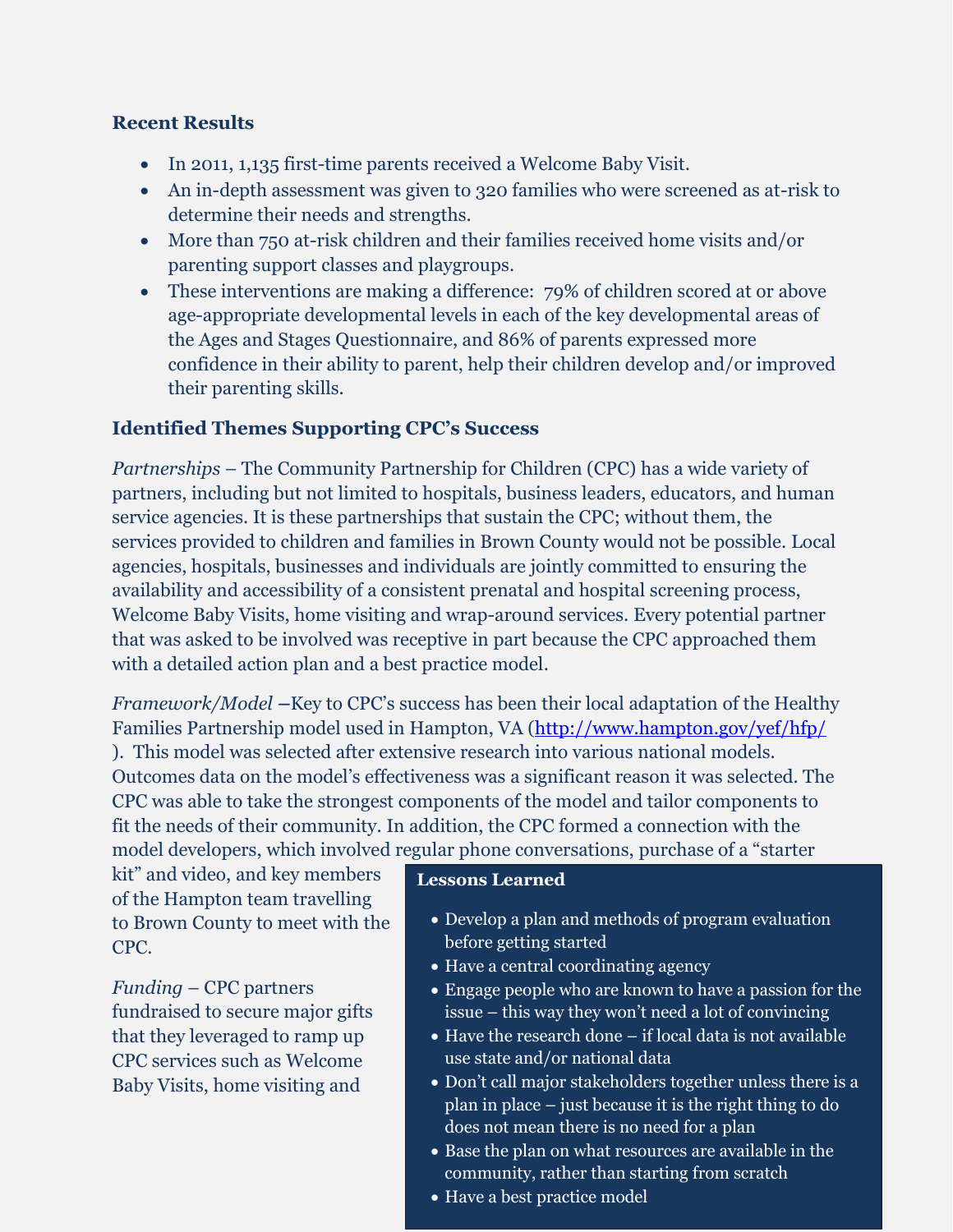### Recent Results

- In 2011, 1,135 first-time parents received a Welcome Baby Visit.
- An in-depth assessment was given to 320 families who were screened as at-risk to determine their needs and strengths.
- More than 750 at-risk children and their families received home visits and/or parenting support classes and playgroups.
- These interventions are making a difference: 79% of children scored at or above age-appropriate developmental levels in each of the key developmental areas of the Ages and Stages Questionnaire, and 86% of parents expressed more confidence in their ability to parent, help their children develop and/or improved their parenting skills.

### Identified Themes Supporting CPC's Success

*Partnerships* – The Community Partnership for Children (CPC) has a wide variety of partners, including but not limited to hospitals, business leaders, educators, and human service agencies. It is these partnerships that sustain the CPC; without them, the services provided to children and families in Brown County would not be possible. Local agencies, hospitals, businesses and individuals are jointly committed to ensuring the availability and accessibility of a consistent prenatal and hospital screening process, Welcome Baby Visits, home visiting and wrap-around services. Every potential partner that was asked to be involved was receptive in part because the CPC approached them with a detailed action plan and a best practice model.

*Framework/Model* –Key to CPC's success has been their local adaptation of the Healthy Families Partnership model used in Hampton, VA (http://www.hampton.gov/yef/hfp/ ). This model was selected after extensive research into various national models. Outcomes data on the model's effectiveness was a significant reason it was selected. The CPC was able to take the strongest components of the model and tailor components to fit the needs of their community. In addition, the CPC formed a connection with the model developers, which involved regular phone conversations, purchase of a "starter kit" and video, and key members of the Hampton team travelling to Brown County to meet with the CPC.

*Funding* – CPC partners fundraised to secure major gifts that they leveraged to ramp up CPC services such as Welcome Baby Visits, home visiting and

**Lessons Learned**

- Develop a plan and methods of program evaluation before getting started
- Have a central coordinating agency
- Engage people who are known to have a passion for the issue – this way they won't need a lot of convincing
- Have the research done – if local data is not available use state and/or national data
- Don't call major stakeholders together unless there is a plan in place – just because it is the right thing to do does not mean there is no need for a plan
- Base the plan on what resources are available in the community, rather than starting from scratch
- Have a best practice model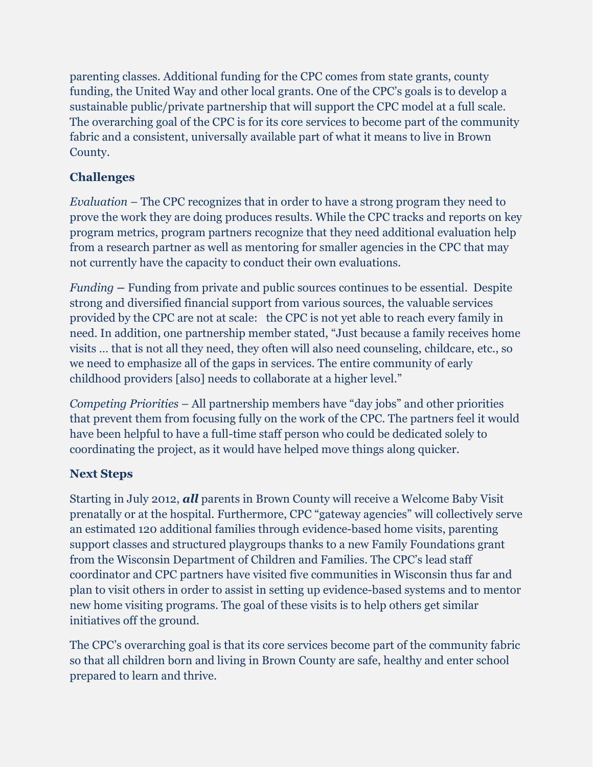parenting classes. Additional funding for the CPC comes from state grants, county funding, the United Way and other local grants. One of the CPC's goals is to develop a sustainable public/private partnership that will support the CPC model at a full scale. The overarching goal of the CPC is for its core services to become part of the community fabric and a consistent, universally available part of what it means to live in Brown County.

### Challenges

*Evaluation* – The CPC recognizes that in order to have a strong program they need to prove the work they are doing produces results. While the CPC tracks and reports on key program metrics, program partners recognize that they need additional evaluation help from a research partner as well as mentoring for smaller agencies in the CPC that may not currently have the capacity to conduct their own evaluations.

*Funding* – Funding from private and public sources continues to be essential. Despite strong and diversified financial support from various sources, the valuable services provided by the CPC are not at scale: the CPC is not yet able to reach every family in need. In addition, one partnership member stated, "Just because a family receives home visits … that is not all they need, they often will also need counseling, childcare, etc., so we need to emphasize all of the gaps in services. The entire community of early childhood providers [also] needs to collaborate at a higher level."

*Competing Priorities* – All partnership members have "day jobs" and other priorities that prevent them from focusing fully on the work of the CPC. The partners feel it would have been helpful to have a full-time staff person who could be dedicated solely to coordinating the project, as it would have helped move things along quicker.

### Next Steps

Starting in July 2012, ***all*** parents in Brown County will receive a Welcome Baby Visit prenatally or at the hospital. Furthermore, CPC "gateway agencies" will collectively serve an estimated 120 additional families through evidence-based home visits, parenting support classes and structured playgroups thanks to a new Family Foundations grant from the Wisconsin Department of Children and Families. The CPC's lead staff coordinator and CPC partners have visited five communities in Wisconsin thus far and plan to visit others in order to assist in setting up evidence-based systems and to mentor new home visiting programs. The goal of these visits is to help others get similar initiatives off the ground.

The CPC's overarching goal is that its core services become part of the community fabric so that all children born and living in Brown County are safe, healthy and enter school prepared to learn and thrive.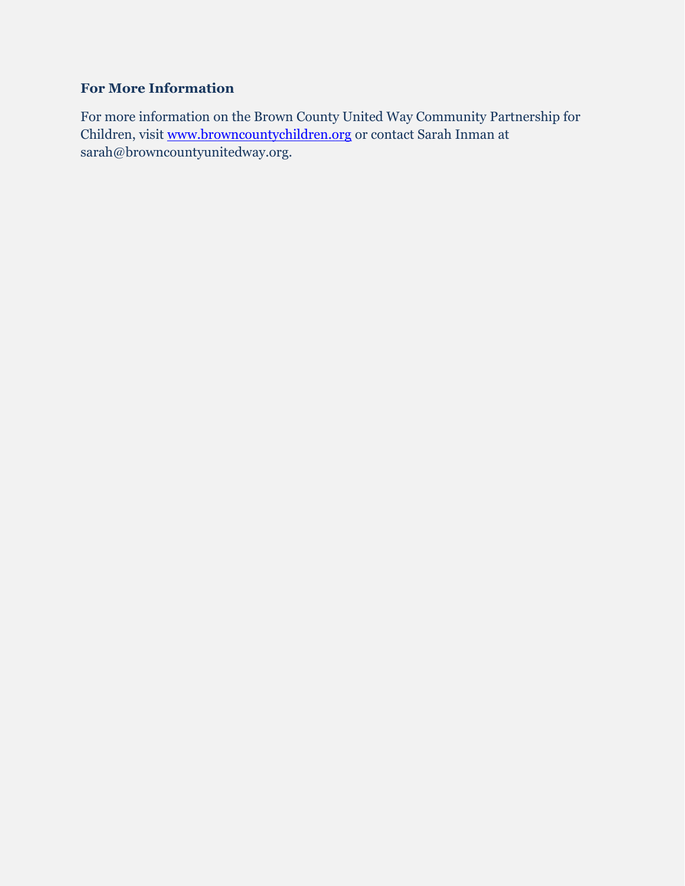### For More Information

For more information on the Brown County United Way Community Partnership for Children, visit [www.browncountychildren.org](http://www.browncountychildren.org) or contact Sarah Inman at sarah@browncountyunitedway.org.